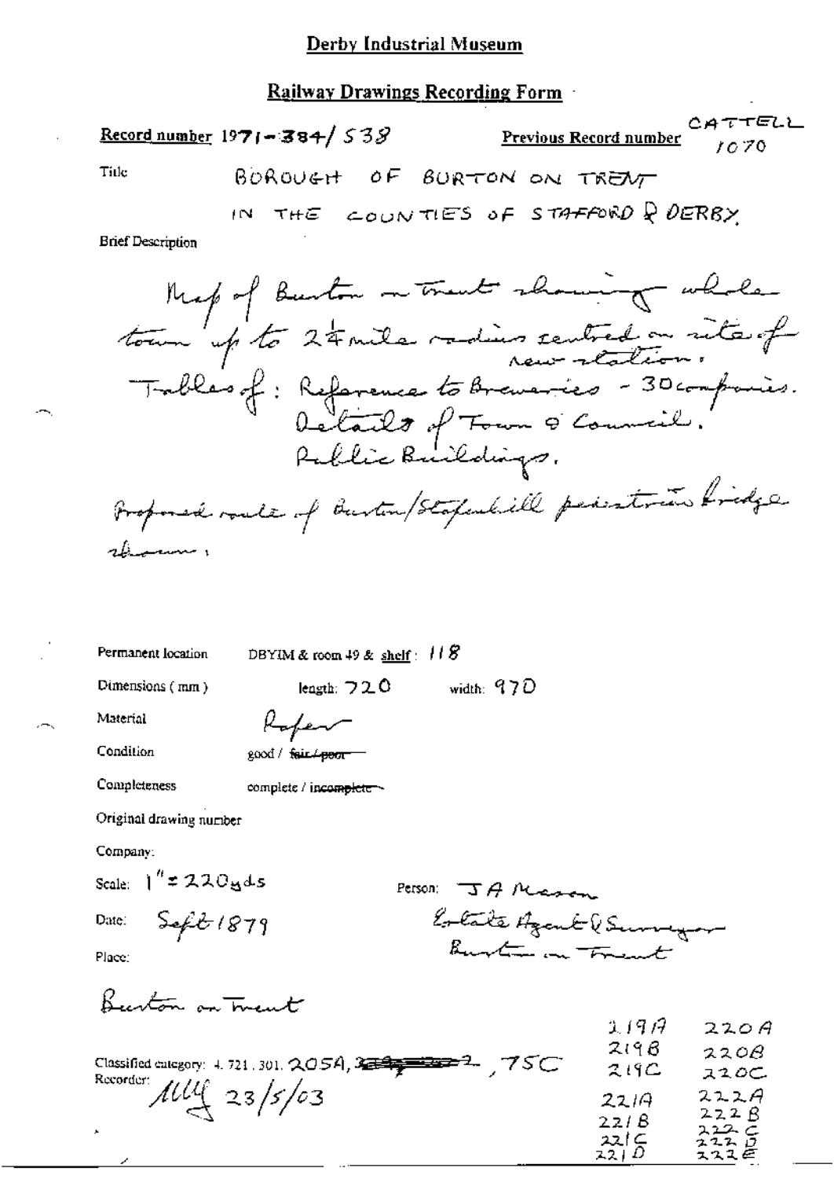## Derby Industrial Museum

### Railway Drawings Recording Form

**Record number** 1971-384/538

**Previous Record number** CATTELL 1070

Title: BOROUGH OF BURTON ON TRENT IN THE COUNTIES OF STAFFORD & DERBY.

**Brief Description**

Map of Burton on Trent showing whole town up to 2¼ mile radius centred on site of new station.
Tables of: Reference to Breweries - 30 companies.
Details of Town & Council.
Public Buildings.
Proposed route of Burton/Stapenhill pedestrian bridge shown.

Permanent location: DBYIM & room 49 & shelf: 118

Dimensions (mm): length: 720 width: 970

Material: Paper

Condition: good / ~~fair / poor~~

Completeness: complete / ~~incomplete~~

Original drawing number

Company:

Scale: 1" = 220yds

Person: J A Mason, Estate Agent & Surveyor, Burton on Trent

Date: Sept 1879

Place:

Burton on Trent

Classified category: 4.721.301. 205A, ~~...~~, 75C

Recorder: MM 23/5/03

219A, 219B, 219C, 220A, 220B, 220C, 221A, 221B, 221C, 221D, 222A, 222B, 222C, 222D, 222E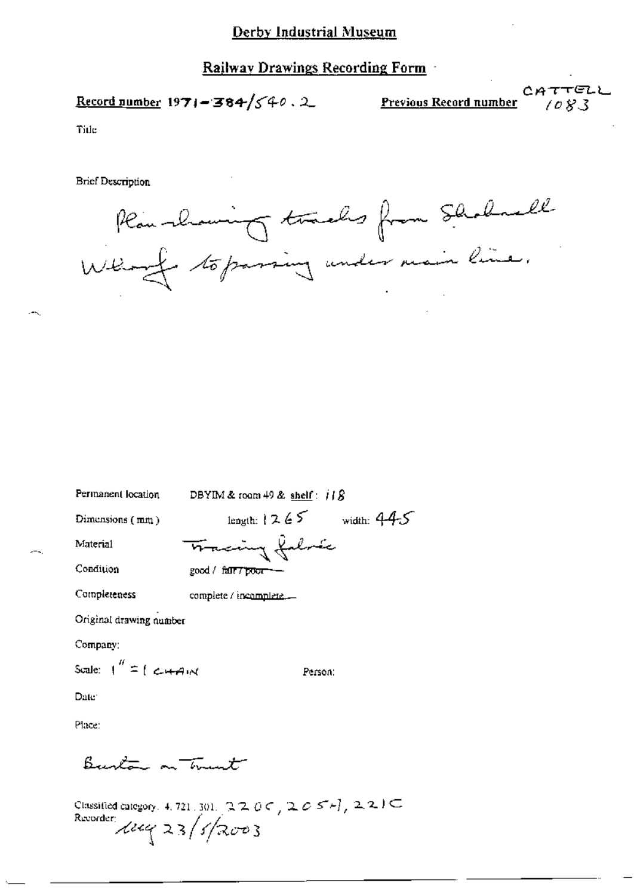# Derby Industrial Museum

## Railway Drawings Recording Form

**Record number** 1971-384/540.2 **Previous Record number** CATTELL 1083

Title

Brief Description

Plan drawing tracks from Shobnall Wharf to passing under main line.

Permanent location DBYIM & room 49 & shelf: 118

Dimensions (mm) length: 1265 width: 445

Material Tracing fabric

Condition good / ~~fair / poor~~

Completeness complete / ~~incomplete~~

Original drawing number

Company:

Scale: 1" = 1 CHAIN Person:

Date:

Place:

Burton on Trent

Classified category: 4.721.301. 220C, 205H, 221C

Recorder: [initials] 23/5/2003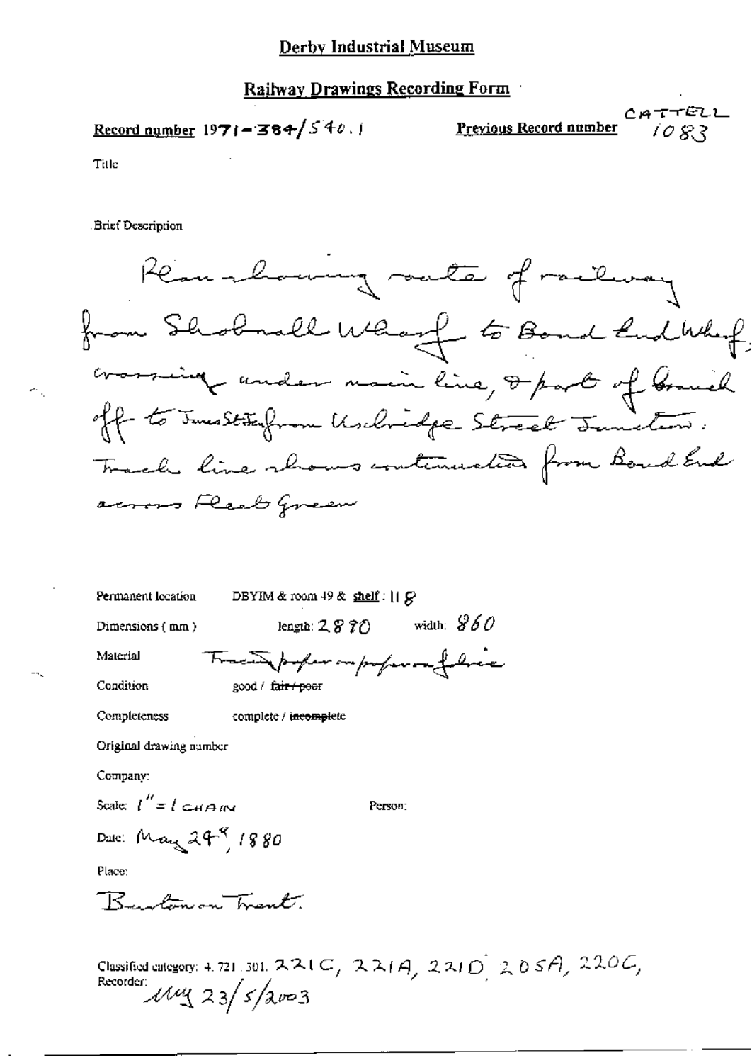# Derby Industrial Museum

## Railway Drawings Recording Form

**Record number** 1971-384/540.1

**Previous Record number** CATTELL 1083

Title

Brief Description

Plan showing route of railway from Shobnall Wharf to Bond End Wharf, crossing under main line, & part of branch off to Inns Station from Uxbridge Street Junction. Track line shows continuation from Bond End across Fleet Green

Permanent location DBYIM & room 49 & shelf: 118

Dimensions (mm) length: 2870 width: 860

Material Tracing paper on paper on fabric

Condition good / ~~fair / poor~~

Completeness complete / ~~incomplete~~

Original drawing number

Company:

Scale: 1" = 1 CHAIN

Person:

Date: May 24th, 1880

Place:

Burton on Trent.

Classified category: 4. 721. 301. 221C, 221A, 221D, 205A, 220C,

Recorder: MM 23/5/2003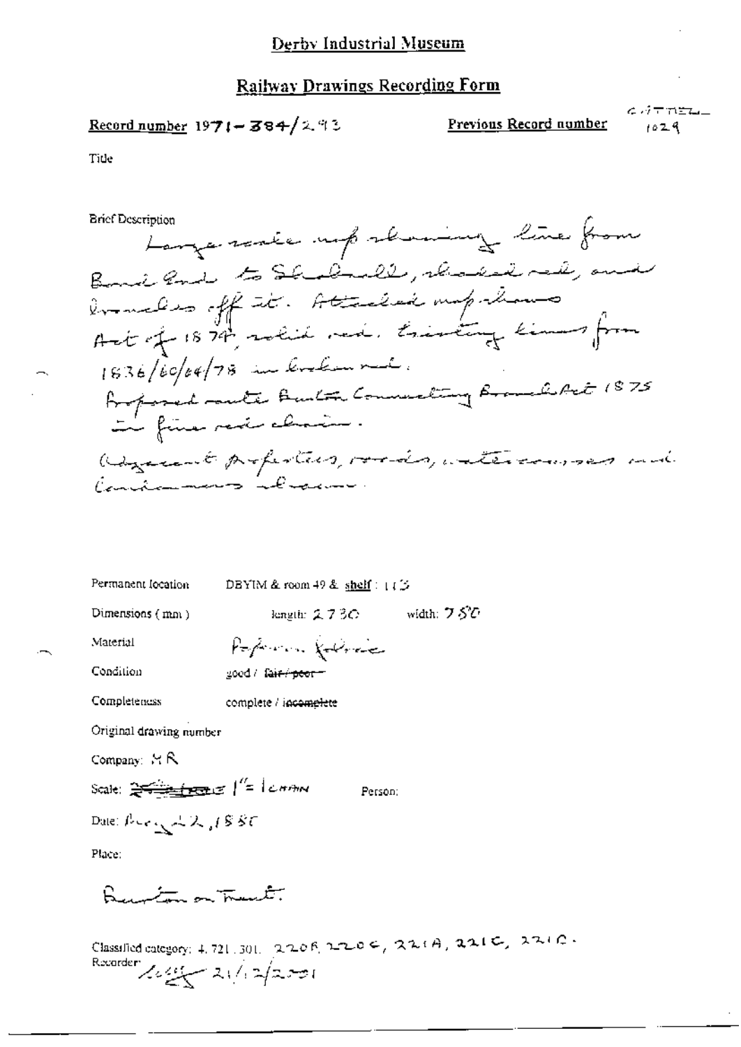# Derby Industrial Museum

## Railway Drawings Recording Form

**Record number** 1971-384/293

**Previous Record number** CATTELL 1029

Title

Brief Description

Large scale map showing line from Bond End to Shobnall, shaded red, and branches off it. Attached map shows Act of 1874, solid red. Existing lines from 1836/60/64/78 in broken red.
Proposed route Burton Connecting Branch Act 1875 in fine red chain.
Adjacent properties, roads, watercourses and landowners shown.

Permanent location: DBYIM & room 49 & shelf: 113

Dimensions (mm): length: 2730 width: 750

Material: Paper on fabric

Condition: good / ~~fair / poor~~

Completeness: complete / ~~incomplete~~

Original drawing number

Company: MR

Scale: ~~2 chains to 1 inch~~ 1" = 1 chain

Person:

Date: Aug 22, 1880

Place:

Burton on Trent.

Classified category: 4.721.301. 220B, 220C, 221A, 221C, 221G.

Recorder: [signature] 21/12/2001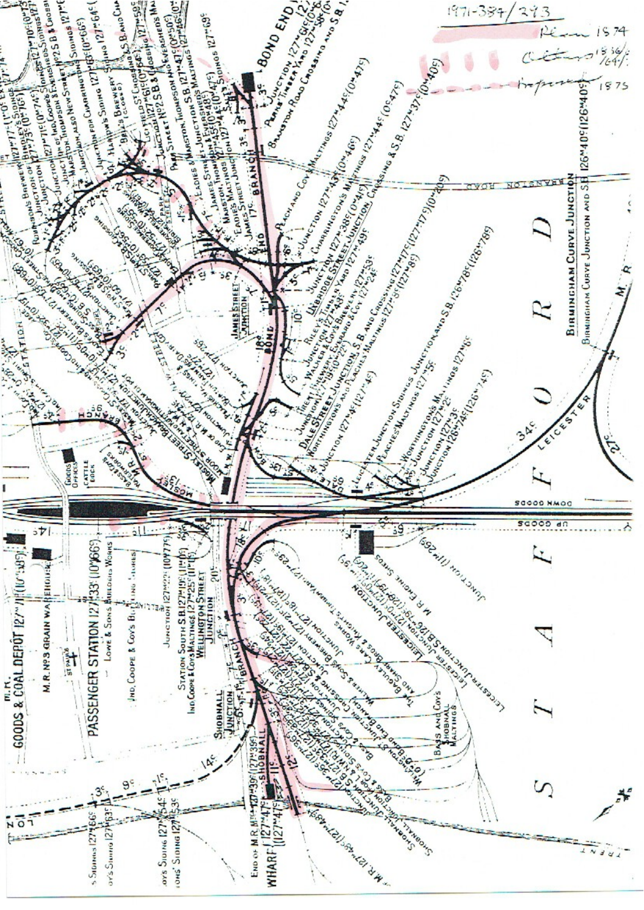1971-384/293

Plan 1874

Alters 1836/64

Proposed 1875

BOND END

JUNCTION 127M 61C (0M 6C)

PEARNS TIMBER YARD 127M 58C (0M 9C)

BRANSTON ROAD CROSSING AND S.B.

BRANSTON ROAD

PEACH AND COY'S MALTINGS 127M 44C (0M 47C)

CHARRINGTONS MALTINGS 127M 43C (0M 46C)

JUNCTION 127M 38C (0M 41C)

UXBRIDGE STREET JUNCTION, CROSSING & S.B. 127M 37C (0M 40C)

RILEY'S TIMBER YARD 127M 53C

WALKER & COY'S BREWERY

EVERARD & COY 127M 48C

JAMES STREET JUNCTION

BOND END BRANCH

TRENT BREWERY

DALE STREET JUNCTION, S.B. AND CROSSING

WORTHINGTONS AND PEACHES MALTINGS

LEICESTER JUNCTION SIDINGS JUNCTION AND S.B. 126M 78C (126M 78C)

PEACHES MALTINGS 127M 5C

WORTHINGTONS MALTINGS 127M 2C

JUNCTION 127M 3C

JUNCTION 126M 74C (126M 74C)

DALE ST.

BIRMINGHAM CURVE JUNCTION

BIRMINGHAM CURVE JUNCTION AND S.B. 126M 40C (126M 40C)

LEICESTER

M.R.

DOWN GOODS

UP GOODS

M.R. ENGINE SHEDS

LEICESTER JUNCTION

LEICESTER JUNCTION S.B.

BASS AND COY'S SHOBNALL MALTINGS

SHOBNALL JUNCTION

SHOBNALL

WHARF 127M 47C (127M 47C)

END OF M.R. MINERAL 127M 39C (127M 39C)

TRENT

STATION SOUTH S.B.

IND COOPE & COY'S MALTINGS

WELLINGTON STREET JUNCTION

MOSLEY STREET JUNCTION

MOSLEY STREET BRANCH

HAY BRANCH

GOODS OFFICES

CATTLE DOCK

PASSENGER STATION 127M 33C (10M 66C)

LOWE & SONS BREWERS WORKS

IND, COOPE & COY'S BOTTLING STORES

M.R. No. 3 GRAIN WAREHOUSE

M.R. GOODS & COAL DEPOT

STATION STREET

HORNINGLOW STREET

PARK STREET

LICHFIELD ST. CROSSING

JUNCTION No. 2 S.B. & EVERSHEDS MALTINGS

JAMES STREET

EADIES MALT JUNCTION

MARSTON, THOMPSON

ROBINSONS BREWERY

BINDLEYS SIDINGS

JUNCTION FOR CHARRINGTONS SIDING

BELLS BREWERY

S

T

A

F

F

O

R

D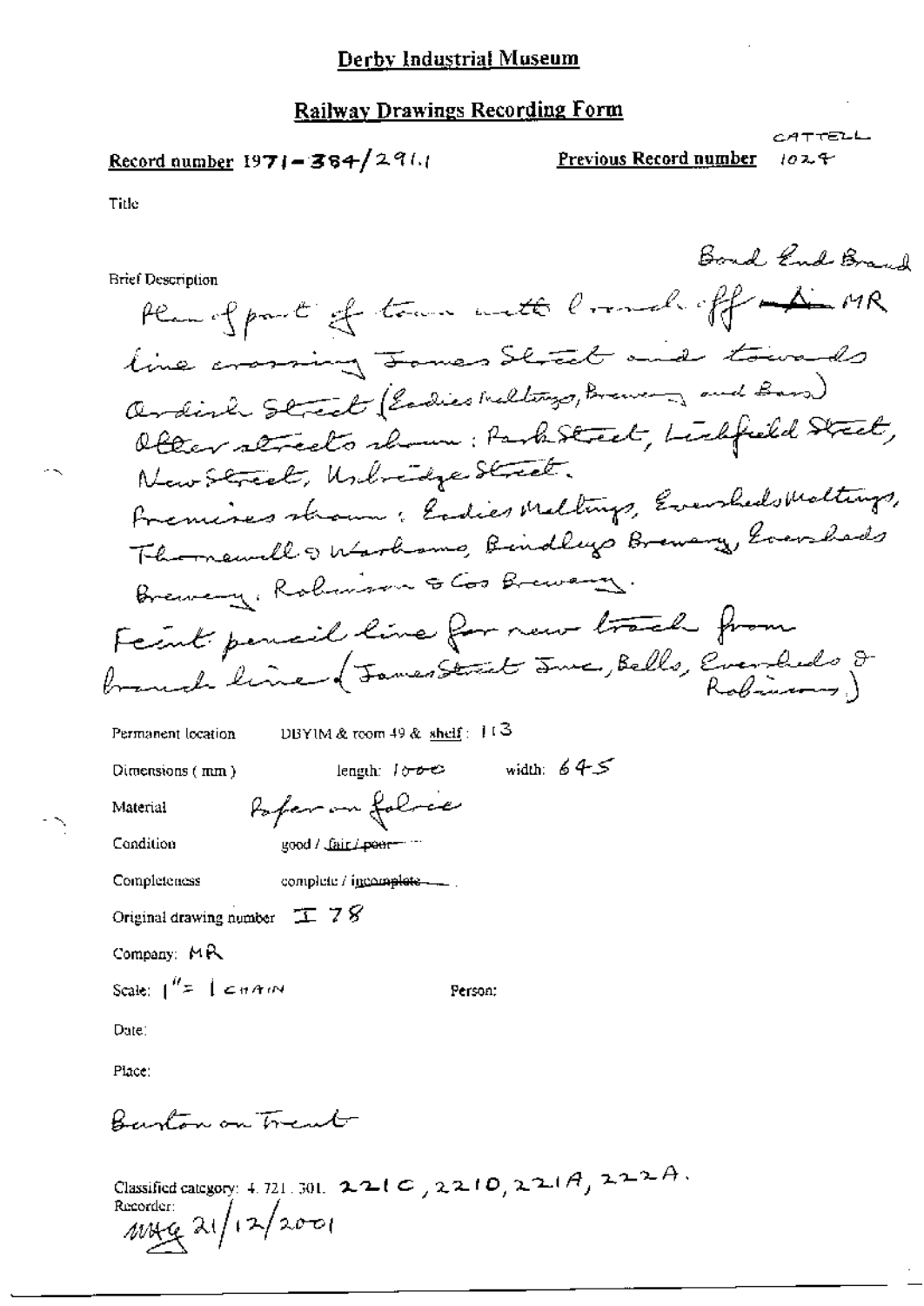# Derby Industrial Museum

## Railway Drawings Recording Form

**Record number** 1971-384/291.1

**Previous Record number** CATTELL 1024

Title

**Brief Description**

Bond End Branch

Plan of part of town with branch off MR line crossing James Street and towards Anderson Street (Eadies Maltings, Brewery and Bass). Other streets shown: Park Street, Lichfield Street, New Street, Uxbridge Street.

Premises shown: Eadies Maltings, Eversheds Maltings, Thornewill & Warhams, Bindleys Brewery, Eversheds Brewery, Robinson & Cos Brewery.

Feint pencil line for new track from branch line (James Street Junc, Bells, Eversheds & Robinsons)

Permanent location: DBYIM & room 49 & shelf: 113

Dimensions (mm) length: 1000 width: 645

Material: Paper on fabric

Condition: good / fair / ~~poor~~

Completeness: complete / ~~incomplete~~

Original drawing number: I 78

Company: MR

Scale: 1" = 1 CHAIN

Person:

Date:

Place:

Burton on Trent

Classified category: 4.721.301. 221C, 2210, 221A, 222A.

Recorder: MHG 21/12/2001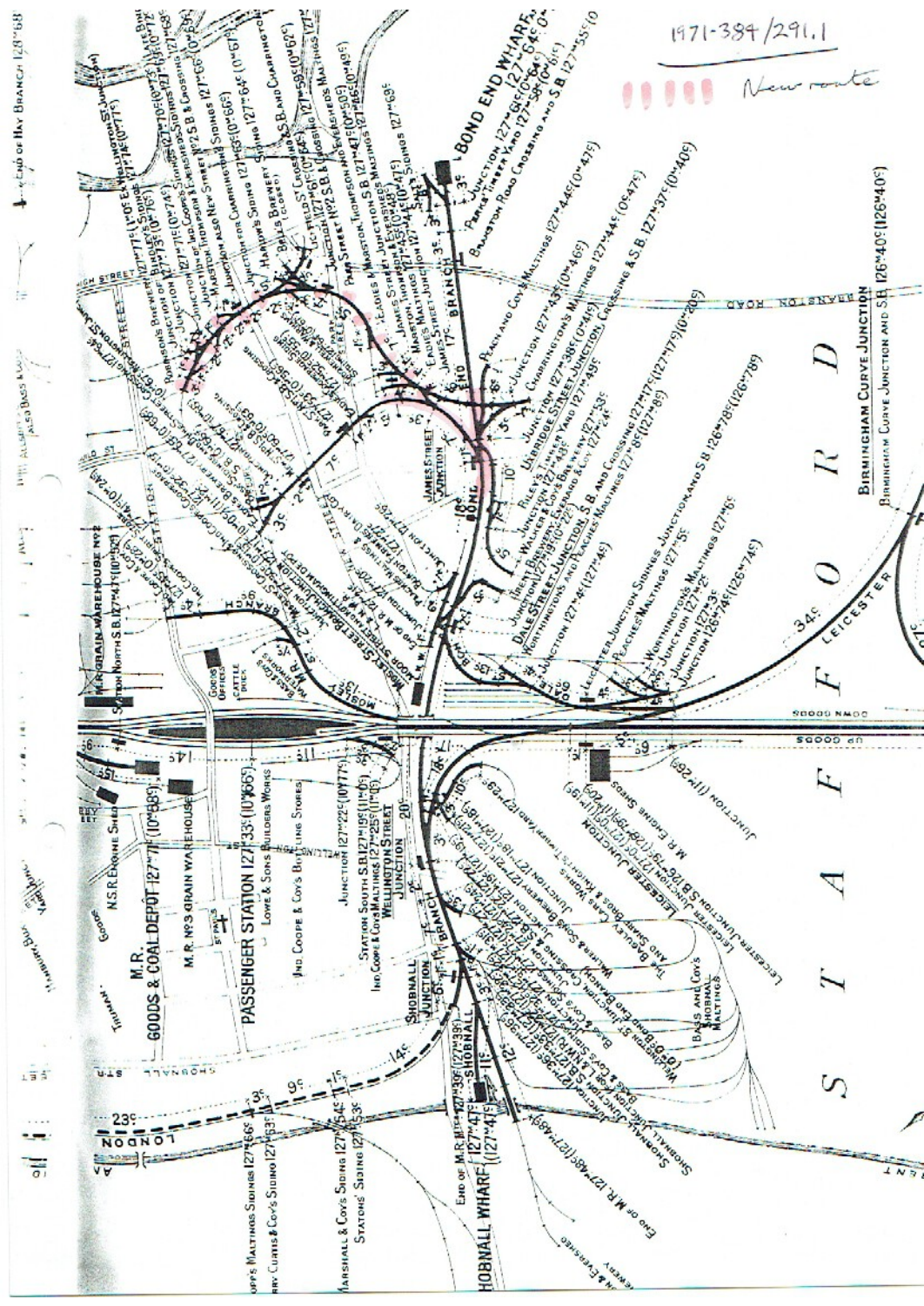1971-384/291.1

New route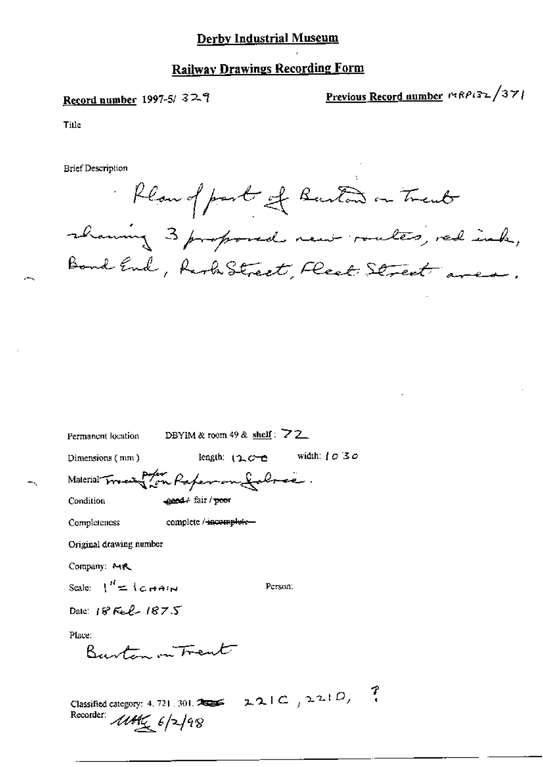# Derby Industrial Museum

## Railway Drawings Recording Form

**Record number** 1997-5/ 329

**Previous Record number** MRP132/371

Title

Brief Description

Plan of part of Burton on Trent showing 3 proposed new routes, red ink, Bond End, Park Street, Fleet Street area.

Permanent location DBYIM & room 49 & **shelf**: 72

Dimensions (mm) length: 1200 width: 1030

Material ~~Tracing~~ Paper on Paper on fabric.

Condition ~~good~~ / fair / ~~poor~~

Completeness complete / ~~incomplete~~

Original drawing number

Company: MR

Scale: 1" = 1 CHAIN

Person:

Date: 18 Feb 1875

Place:

Burton on Trent

Classified category: 4. 721. 301. ~~~~ 221C, 221D, ?

Recorder: MHK 6/2/98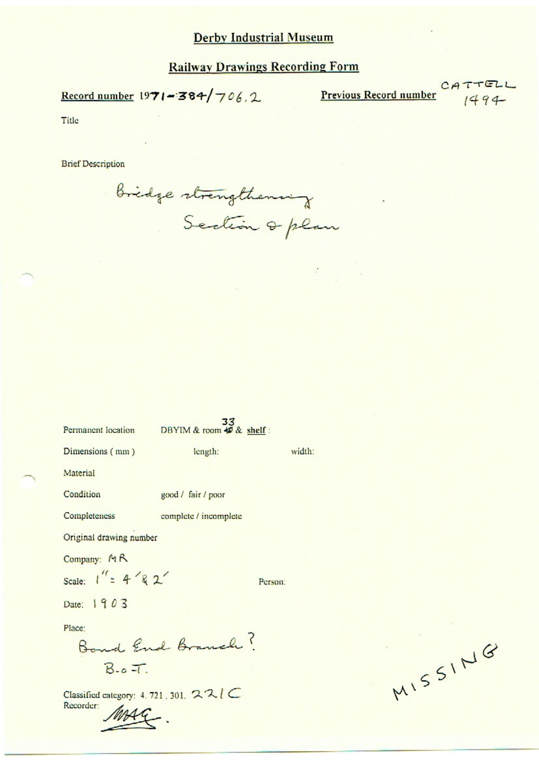# Derby Industrial Museum

## Railway Drawings Recording Form

**Record number** 1971-384/706.2

**Previous Record number** CATTELL 1494

Title

Brief Description

Bridge strengthening
Section & plan

Permanent location DBYIM & room 33 & shelf :

Dimensions (mm) length: width:

Material

Condition good / fair / poor

Completeness complete / incomplete

Original drawing number

Company: MR

Scale: 1" = 4' & 2'

Person:

Date: 1903

Place:

Bond End Branch?
B-o-T.

Classified category: 4. 721. 301. 221C

Recorder: MAG.

MISSING